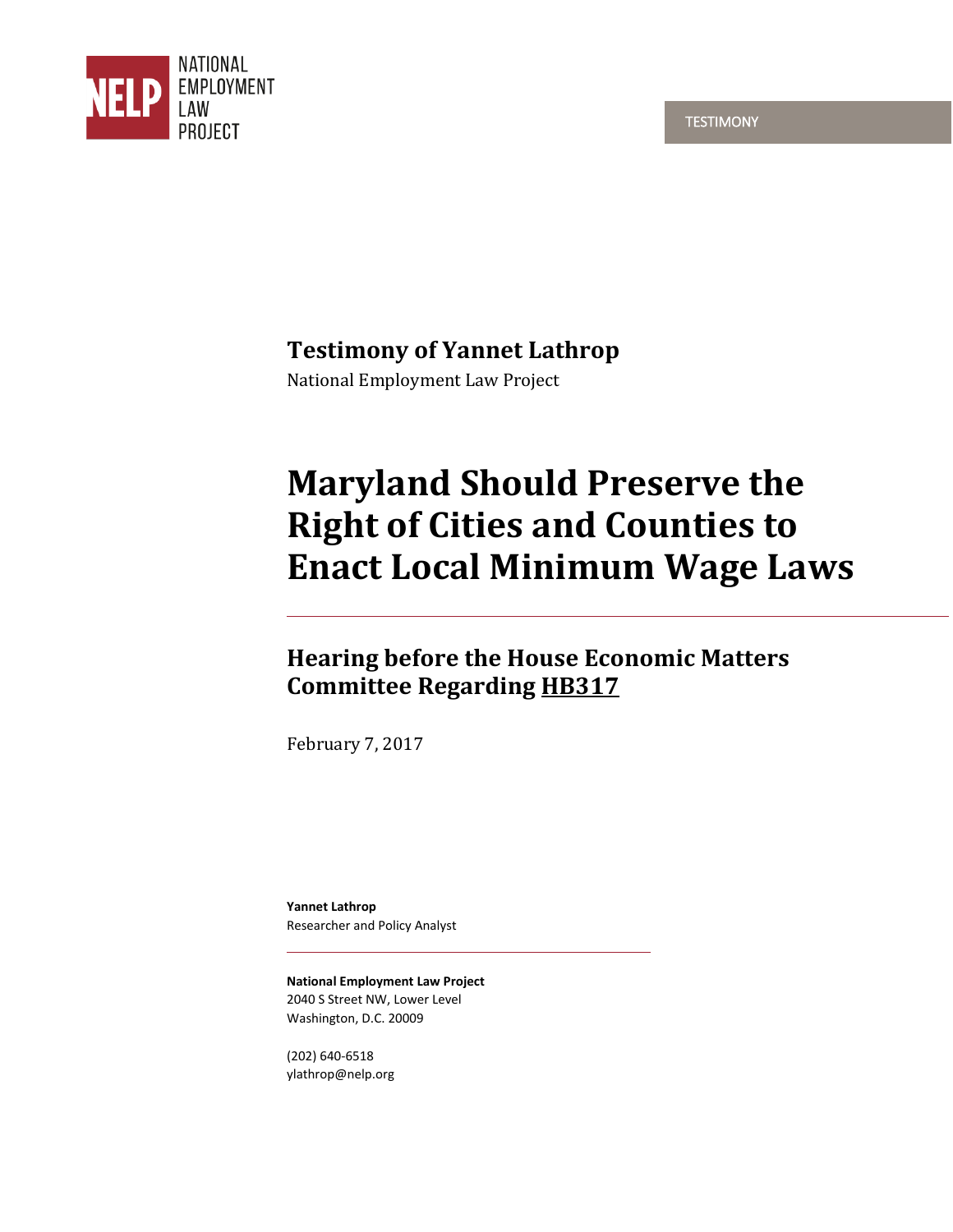NATIONAL EMPLOYMENT LAW PROJECT

TESTIMONY

**Testimony of Yannet Lathrop**

National Employment Law Project

# Maryland Should Preserve the Right of Cities and Counties to Enact Local Minimum Wage Laws

## Hearing before the House Economic Matters Committee Regarding HB317

February 7, 2017

**Yannet Lathrop**
Researcher and Policy Analyst

**National Employment Law Project**
2040 S Street NW, Lower Level
Washington, D.C. 20009

(202) 640-6518
ylathrop@nelp.org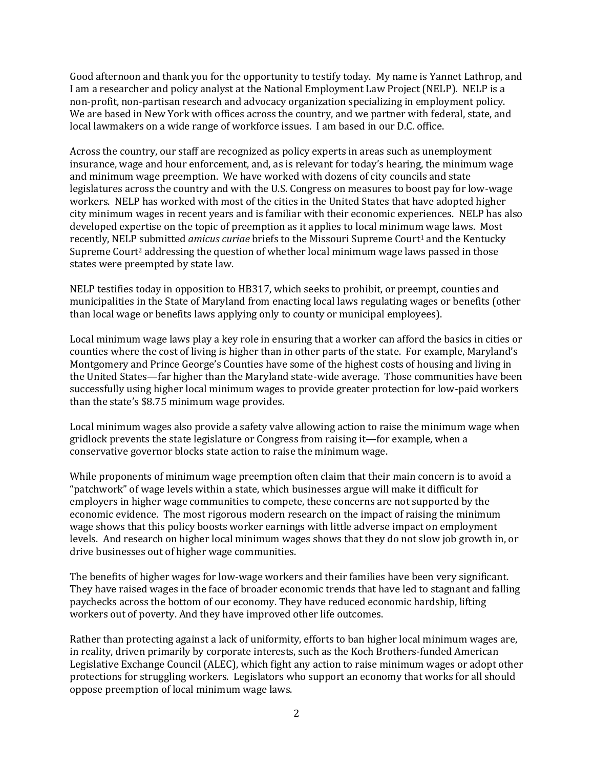Good afternoon and thank you for the opportunity to testify today. My name is Yannet Lathrop, and I am a researcher and policy analyst at the National Employment Law Project (NELP). NELP is a non-profit, non-partisan research and advocacy organization specializing in employment policy. We are based in New York with offices across the country, and we partner with federal, state, and local lawmakers on a wide range of workforce issues. I am based in our D.C. office.

Across the country, our staff are recognized as policy experts in areas such as unemployment insurance, wage and hour enforcement, and, as is relevant for today's hearing, the minimum wage and minimum wage preemption. We have worked with dozens of city councils and state legislatures across the country and with the U.S. Congress on measures to boost pay for low-wage workers. NELP has worked with most of the cities in the United States that have adopted higher city minimum wages in recent years and is familiar with their economic experiences. NELP has also developed expertise on the topic of preemption as it applies to local minimum wage laws. Most recently, NELP submitted *amicus curiae* briefs to the Missouri Supreme Court[1] and the Kentucky Supreme Court[2] addressing the question of whether local minimum wage laws passed in those states were preempted by state law.

NELP testifies today in opposition to HB317, which seeks to prohibit, or preempt, counties and municipalities in the State of Maryland from enacting local laws regulating wages or benefits (other than local wage or benefits laws applying only to county or municipal employees).

Local minimum wage laws play a key role in ensuring that a worker can afford the basics in cities or counties where the cost of living is higher than in other parts of the state. For example, Maryland's Montgomery and Prince George's Counties have some of the highest costs of housing and living in the United States—far higher than the Maryland state-wide average. Those communities have been successfully using higher local minimum wages to provide greater protection for low-paid workers than the state's $8.75 minimum wage provides.

Local minimum wages also provide a safety valve allowing action to raise the minimum wage when gridlock prevents the state legislature or Congress from raising it—for example, when a conservative governor blocks state action to raise the minimum wage.

While proponents of minimum wage preemption often claim that their main concern is to avoid a "patchwork" of wage levels within a state, which businesses argue will make it difficult for employers in higher wage communities to compete, these concerns are not supported by the economic evidence. The most rigorous modern research on the impact of raising the minimum wage shows that this policy boosts worker earnings with little adverse impact on employment levels. And research on higher local minimum wages shows that they do not slow job growth in, or drive businesses out of higher wage communities.

The benefits of higher wages for low-wage workers and their families have been very significant. They have raised wages in the face of broader economic trends that have led to stagnant and falling paychecks across the bottom of our economy. They have reduced economic hardship, lifting workers out of poverty. And they have improved other life outcomes.

Rather than protecting against a lack of uniformity, efforts to ban higher local minimum wages are, in reality, driven primarily by corporate interests, such as the Koch Brothers-funded American Legislative Exchange Council (ALEC), which fight any action to raise minimum wages or adopt other protections for struggling workers. Legislators who support an economy that works for all should oppose preemption of local minimum wage laws.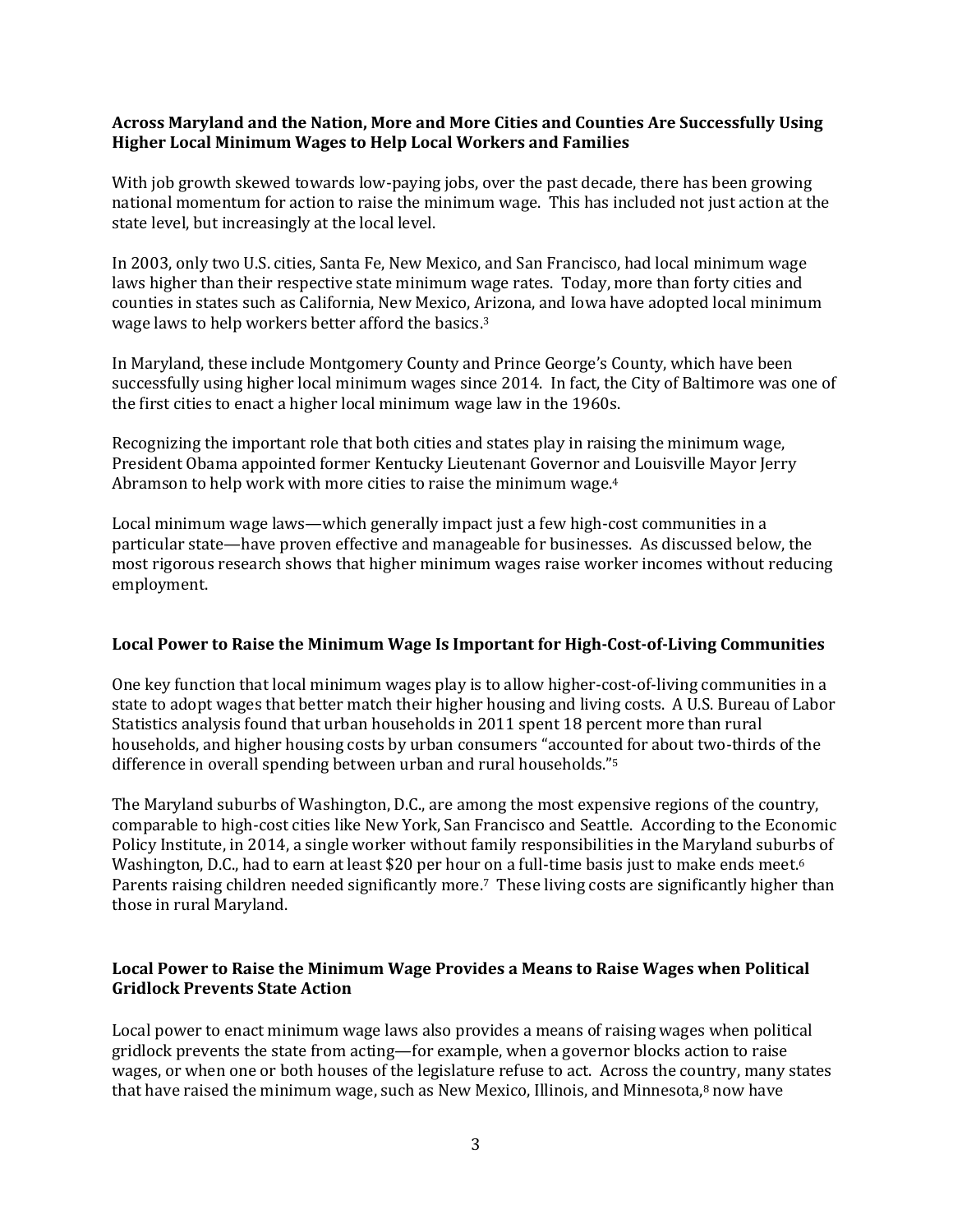**Across Maryland and the Nation, More and More Cities and Counties Are Successfully Using Higher Local Minimum Wages to Help Local Workers and Families**

With job growth skewed towards low-paying jobs, over the past decade, there has been growing national momentum for action to raise the minimum wage. This has included not just action at the state level, but increasingly at the local level.

In 2003, only two U.S. cities, Santa Fe, New Mexico, and San Francisco, had local minimum wage laws higher than their respective state minimum wage rates. Today, more than forty cities and counties in states such as California, New Mexico, Arizona, and Iowa have adopted local minimum wage laws to help workers better afford the basics.[3]

In Maryland, these include Montgomery County and Prince George's County, which have been successfully using higher local minimum wages since 2014. In fact, the City of Baltimore was one of the first cities to enact a higher local minimum wage law in the 1960s.

Recognizing the important role that both cities and states play in raising the minimum wage, President Obama appointed former Kentucky Lieutenant Governor and Louisville Mayor Jerry Abramson to help work with more cities to raise the minimum wage.[4]

Local minimum wage laws—which generally impact just a few high-cost communities in a particular state—have proven effective and manageable for businesses. As discussed below, the most rigorous research shows that higher minimum wages raise worker incomes without reducing employment.

**Local Power to Raise the Minimum Wage Is Important for High-Cost-of-Living Communities**

One key function that local minimum wages play is to allow higher-cost-of-living communities in a state to adopt wages that better match their higher housing and living costs. A U.S. Bureau of Labor Statistics analysis found that urban households in 2011 spent 18 percent more than rural households, and higher housing costs by urban consumers "accounted for about two-thirds of the difference in overall spending between urban and rural households."[5]

The Maryland suburbs of Washington, D.C., are among the most expensive regions of the country, comparable to high-cost cities like New York, San Francisco and Seattle. According to the Economic Policy Institute, in 2014, a single worker without family responsibilities in the Maryland suburbs of Washington, D.C., had to earn at least $20 per hour on a full-time basis just to make ends meet.[6] Parents raising children needed significantly more.[7] These living costs are significantly higher than those in rural Maryland.

**Local Power to Raise the Minimum Wage Provides a Means to Raise Wages when Political Gridlock Prevents State Action**

Local power to enact minimum wage laws also provides a means of raising wages when political gridlock prevents the state from acting—for example, when a governor blocks action to raise wages, or when one or both houses of the legislature refuse to act. Across the country, many states that have raised the minimum wage, such as New Mexico, Illinois, and Minnesota,[8] now have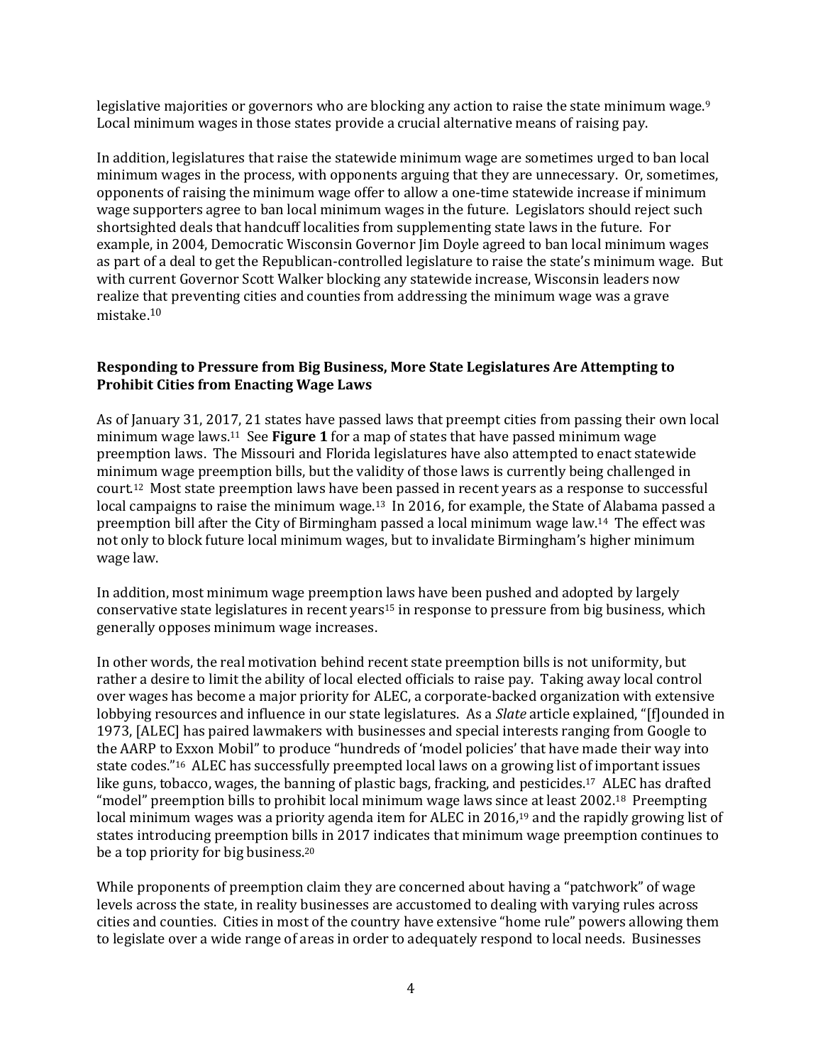legislative majorities or governors who are blocking any action to raise the state minimum wage.[9] Local minimum wages in those states provide a crucial alternative means of raising pay.

In addition, legislatures that raise the statewide minimum wage are sometimes urged to ban local minimum wages in the process, with opponents arguing that they are unnecessary. Or, sometimes, opponents of raising the minimum wage offer to allow a one-time statewide increase if minimum wage supporters agree to ban local minimum wages in the future. Legislators should reject such shortsighted deals that handcuff localities from supplementing state laws in the future. For example, in 2004, Democratic Wisconsin Governor Jim Doyle agreed to ban local minimum wages as part of a deal to get the Republican-controlled legislature to raise the state's minimum wage. But with current Governor Scott Walker blocking any statewide increase, Wisconsin leaders now realize that preventing cities and counties from addressing the minimum wage was a grave mistake.[10]

### Responding to Pressure from Big Business, More State Legislatures Are Attempting to Prohibit Cities from Enacting Wage Laws

As of January 31, 2017, 21 states have passed laws that preempt cities from passing their own local minimum wage laws.[11] See **Figure 1** for a map of states that have passed minimum wage preemption laws. The Missouri and Florida legislatures have also attempted to enact statewide minimum wage preemption bills, but the validity of those laws is currently being challenged in court.[12] Most state preemption laws have been passed in recent years as a response to successful local campaigns to raise the minimum wage.[13] In 2016, for example, the State of Alabama passed a preemption bill after the City of Birmingham passed a local minimum wage law.[14] The effect was not only to block future local minimum wages, but to invalidate Birmingham's higher minimum wage law.

In addition, most minimum wage preemption laws have been pushed and adopted by largely conservative state legislatures in recent years[15] in response to pressure from big business, which generally opposes minimum wage increases.

In other words, the real motivation behind recent state preemption bills is not uniformity, but rather a desire to limit the ability of local elected officials to raise pay. Taking away local control over wages has become a major priority for ALEC, a corporate-backed organization with extensive lobbying resources and influence in our state legislatures. As a *Slate* article explained, "[f]ounded in 1973, [ALEC] has paired lawmakers with businesses and special interests ranging from Google to the AARP to Exxon Mobil" to produce "hundreds of 'model policies' that have made their way into state codes."[16] ALEC has successfully preempted local laws on a growing list of important issues like guns, tobacco, wages, the banning of plastic bags, fracking, and pesticides.[17] ALEC has drafted "model" preemption bills to prohibit local minimum wage laws since at least 2002.[18] Preempting local minimum wages was a priority agenda item for ALEC in 2016,[19] and the rapidly growing list of states introducing preemption bills in 2017 indicates that minimum wage preemption continues to be a top priority for big business.[20]

While proponents of preemption claim they are concerned about having a "patchwork" of wage levels across the state, in reality businesses are accustomed to dealing with varying rules across cities and counties. Cities in most of the country have extensive "home rule" powers allowing them to legislate over a wide range of areas in order to adequately respond to local needs. Businesses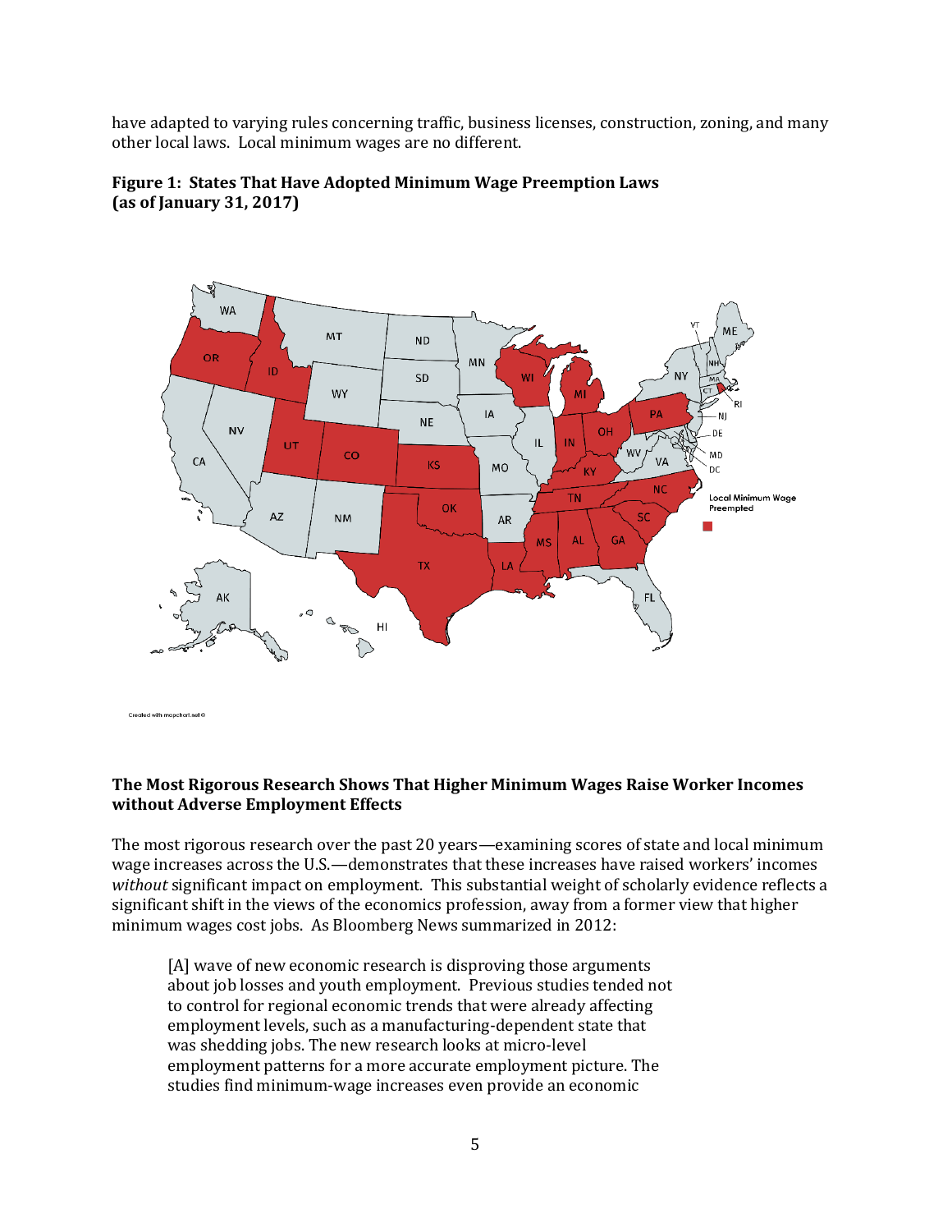have adapted to varying rules concerning traffic, business licenses, construction, zoning, and many other local laws. Local minimum wages are no different.

**Figure 1: States That Have Adopted Minimum Wage Preemption Laws (as of January 31, 2017)**

### The Most Rigorous Research Shows That Higher Minimum Wages Raise Worker Incomes without Adverse Employment Effects

The most rigorous research over the past 20 years—examining scores of state and local minimum wage increases across the U.S.—demonstrates that these increases have raised workers' incomes *without* significant impact on employment. This substantial weight of scholarly evidence reflects a significant shift in the views of the economics profession, away from a former view that higher minimum wages cost jobs. As Bloomberg News summarized in 2012:

> [A] wave of new economic research is disproving those arguments about job losses and youth employment. Previous studies tended not to control for regional economic trends that were already affecting employment levels, such as a manufacturing-dependent state that was shedding jobs. The new research looks at micro-level employment patterns for a more accurate employment picture. The studies find minimum-wage increases even provide an economic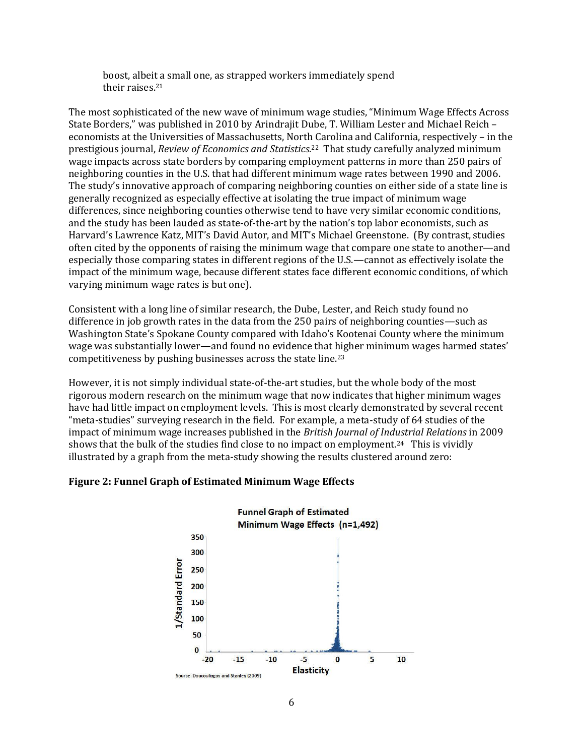boost, albeit a small one, as strapped workers immediately spend their raises.[21]

The most sophisticated of the new wave of minimum wage studies, "Minimum Wage Effects Across State Borders," was published in 2010 by Arindrajit Dube, T. William Lester and Michael Reich – economists at the Universities of Massachusetts, North Carolina and California, respectively – in the prestigious journal, *Review of Economics and Statistics*.[22] That study carefully analyzed minimum wage impacts across state borders by comparing employment patterns in more than 250 pairs of neighboring counties in the U.S. that had different minimum wage rates between 1990 and 2006. The study's innovative approach of comparing neighboring counties on either side of a state line is generally recognized as especially effective at isolating the true impact of minimum wage differences, since neighboring counties otherwise tend to have very similar economic conditions, and the study has been lauded as state-of-the-art by the nation's top labor economists, such as Harvard's Lawrence Katz, MIT's David Autor, and MIT's Michael Greenstone. (By contrast, studies often cited by the opponents of raising the minimum wage that compare one state to another—and especially those comparing states in different regions of the U.S.—cannot as effectively isolate the impact of the minimum wage, because different states face different economic conditions, of which varying minimum wage rates is but one).

Consistent with a long line of similar research, the Dube, Lester, and Reich study found no difference in job growth rates in the data from the 250 pairs of neighboring counties—such as Washington State's Spokane County compared with Idaho's Kootenai County where the minimum wage was substantially lower—and found no evidence that higher minimum wages harmed states' competitiveness by pushing businesses across the state line.[23]

However, it is not simply individual state-of-the-art studies, but the whole body of the most rigorous modern research on the minimum wage that now indicates that higher minimum wages have had little impact on employment levels. This is most clearly demonstrated by several recent "meta-studies" surveying research in the field. For example, a meta-study of 64 studies of the impact of minimum wage increases published in the *British Journal of Industrial Relations* in 2009 shows that the bulk of the studies find close to no impact on employment.[24] This is vividly illustrated by a graph from the meta-study showing the results clustered around zero:

**Figure 2: Funnel Graph of Estimated Minimum Wage Effects**

Funnel Graph of Estimated Minimum Wage Effects (n=1,492)

Source: Doucouliagos and Stanley (2009)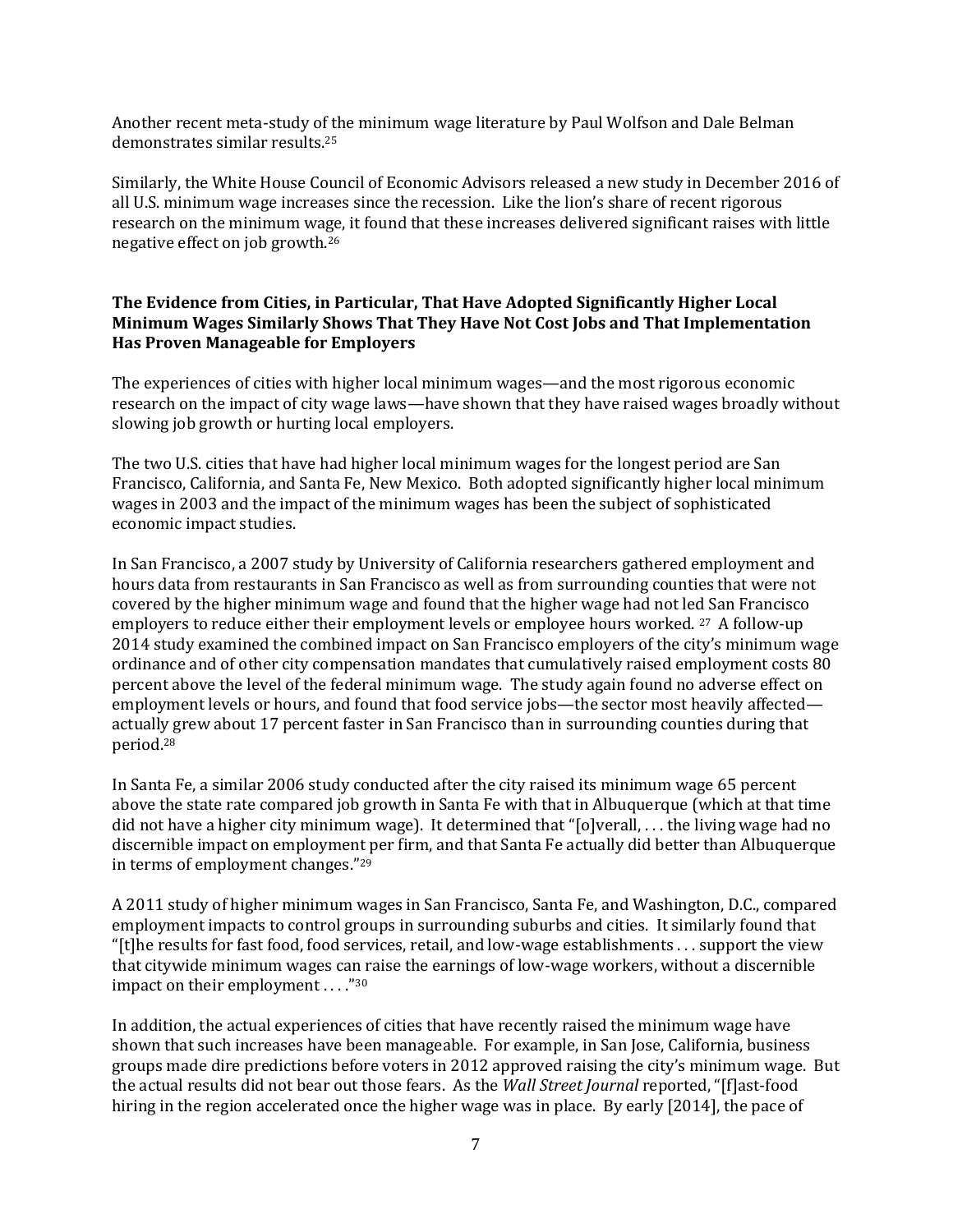Another recent meta-study of the minimum wage literature by Paul Wolfson and Dale Belman demonstrates similar results.[25]

Similarly, the White House Council of Economic Advisors released a new study in December 2016 of all U.S. minimum wage increases since the recession. Like the lion's share of recent rigorous research on the minimum wage, it found that these increases delivered significant raises with little negative effect on job growth.[26]

**The Evidence from Cities, in Particular, That Have Adopted Significantly Higher Local Minimum Wages Similarly Shows That They Have Not Cost Jobs and That Implementation Has Proven Manageable for Employers**

The experiences of cities with higher local minimum wages—and the most rigorous economic research on the impact of city wage laws—have shown that they have raised wages broadly without slowing job growth or hurting local employers.

The two U.S. cities that have had higher local minimum wages for the longest period are San Francisco, California, and Santa Fe, New Mexico. Both adopted significantly higher local minimum wages in 2003 and the impact of the minimum wages has been the subject of sophisticated economic impact studies.

In San Francisco, a 2007 study by University of California researchers gathered employment and hours data from restaurants in San Francisco as well as from surrounding counties that were not covered by the higher minimum wage and found that the higher wage had not led San Francisco employers to reduce either their employment levels or employee hours worked.[27] A follow-up 2014 study examined the combined impact on San Francisco employers of the city's minimum wage ordinance and of other city compensation mandates that cumulatively raised employment costs 80 percent above the level of the federal minimum wage. The study again found no adverse effect on employment levels or hours, and found that food service jobs—the sector most heavily affected—actually grew about 17 percent faster in San Francisco than in surrounding counties during that period.[28]

In Santa Fe, a similar 2006 study conducted after the city raised its minimum wage 65 percent above the state rate compared job growth in Santa Fe with that in Albuquerque (which at that time did not have a higher city minimum wage). It determined that "[o]verall, . . . the living wage had no discernible impact on employment per firm, and that Santa Fe actually did better than Albuquerque in terms of employment changes."[29]

A 2011 study of higher minimum wages in San Francisco, Santa Fe, and Washington, D.C., compared employment impacts to control groups in surrounding suburbs and cities. It similarly found that "[t]he results for fast food, food services, retail, and low-wage establishments . . . support the view that citywide minimum wages can raise the earnings of low-wage workers, without a discernible impact on their employment . . . ."[30]

In addition, the actual experiences of cities that have recently raised the minimum wage have shown that such increases have been manageable. For example, in San Jose, California, business groups made dire predictions before voters in 2012 approved raising the city's minimum wage. But the actual results did not bear out those fears. As the *Wall Street Journal* reported, "[f]ast-food hiring in the region accelerated once the higher wage was in place. By early [2014], the pace of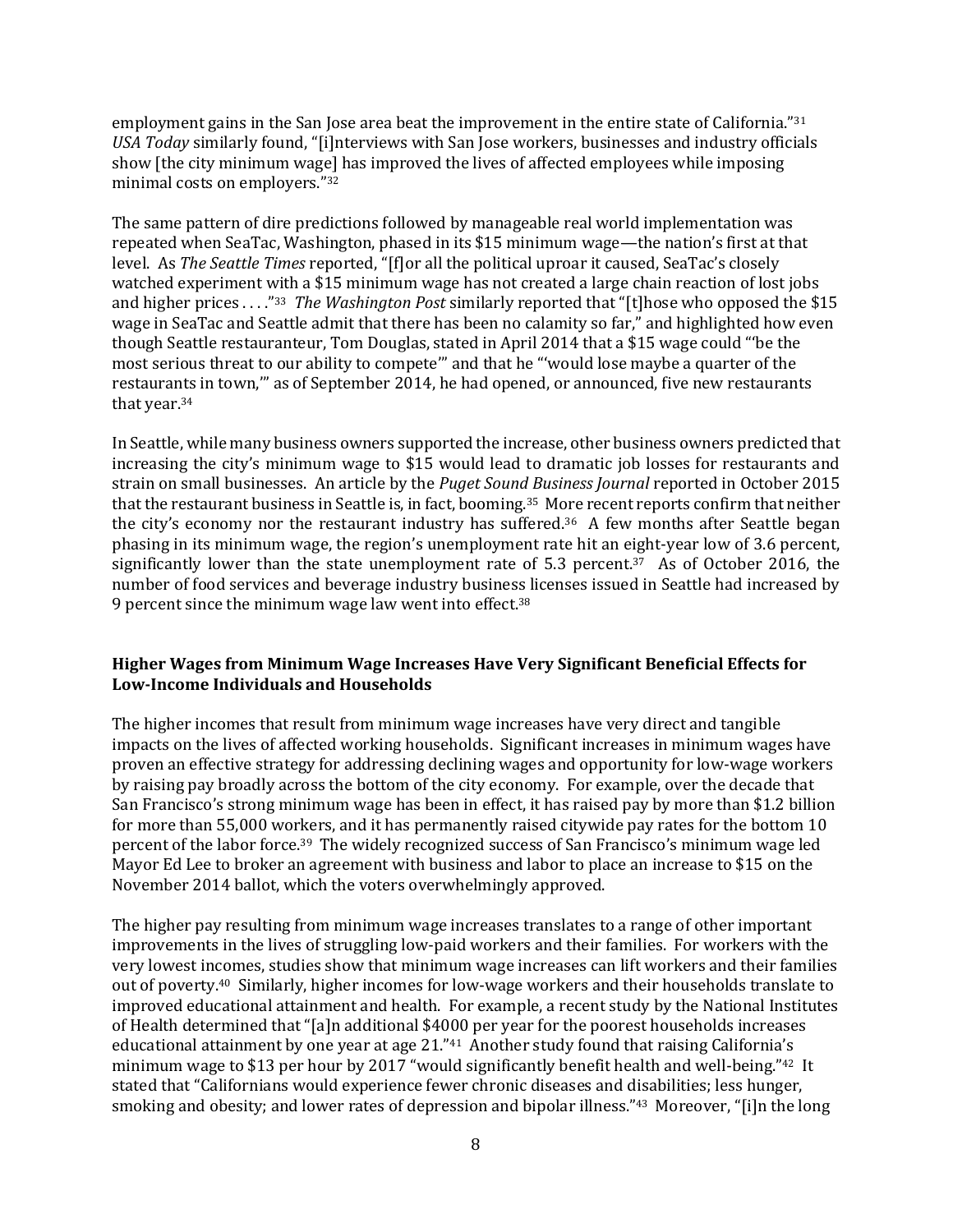employment gains in the San Jose area beat the improvement in the entire state of California."[31] *USA Today* similarly found, "[i]nterviews with San Jose workers, businesses and industry officials show [the city minimum wage] has improved the lives of affected employees while imposing minimal costs on employers."[32]

The same pattern of dire predictions followed by manageable real world implementation was repeated when SeaTac, Washington, phased in its $15 minimum wage—the nation's first at that level. As *The Seattle Times* reported, "[f]or all the political uproar it caused, SeaTac's closely watched experiment with a $15 minimum wage has not created a large chain reaction of lost jobs and higher prices . . . ."[33] *The Washington Post* similarly reported that "[t]hose who opposed the $15 wage in SeaTac and Seattle admit that there has been no calamity so far," and highlighted how even though Seattle restauranteur, Tom Douglas, stated in April 2014 that a $15 wage could "'be the most serious threat to our ability to compete'" and that he "'would lose maybe a quarter of the restaurants in town,'" as of September 2014, he had opened, or announced, five new restaurants that year.[34]

In Seattle, while many business owners supported the increase, other business owners predicted that increasing the city's minimum wage to $15 would lead to dramatic job losses for restaurants and strain on small businesses. An article by the *Puget Sound Business Journal* reported in October 2015 that the restaurant business in Seattle is, in fact, booming.[35] More recent reports confirm that neither the city's economy nor the restaurant industry has suffered.[36] A few months after Seattle began phasing in its minimum wage, the region's unemployment rate hit an eight-year low of 3.6 percent, significantly lower than the state unemployment rate of 5.3 percent.[37] As of October 2016, the number of food services and beverage industry business licenses issued in Seattle had increased by 9 percent since the minimum wage law went into effect.[38]

**Higher Wages from Minimum Wage Increases Have Very Significant Beneficial Effects for Low-Income Individuals and Households**

The higher incomes that result from minimum wage increases have very direct and tangible impacts on the lives of affected working households. Significant increases in minimum wages have proven an effective strategy for addressing declining wages and opportunity for low-wage workers by raising pay broadly across the bottom of the city economy. For example, over the decade that San Francisco's strong minimum wage has been in effect, it has raised pay by more than $1.2 billion for more than 55,000 workers, and it has permanently raised citywide pay rates for the bottom 10 percent of the labor force.[39] The widely recognized success of San Francisco's minimum wage led Mayor Ed Lee to broker an agreement with business and labor to place an increase to $15 on the November 2014 ballot, which the voters overwhelmingly approved.

The higher pay resulting from minimum wage increases translates to a range of other important improvements in the lives of struggling low-paid workers and their families. For workers with the very lowest incomes, studies show that minimum wage increases can lift workers and their families out of poverty.[40] Similarly, higher incomes for low-wage workers and their households translate to improved educational attainment and health. For example, a recent study by the National Institutes of Health determined that "[a]n additional $4000 per year for the poorest households increases educational attainment by one year at age 21."[41] Another study found that raising California's minimum wage to $13 per hour by 2017 "would significantly benefit health and well-being."[42] It stated that "Californians would experience fewer chronic diseases and disabilities; less hunger, smoking and obesity; and lower rates of depression and bipolar illness."[43] Moreover, "[i]n the long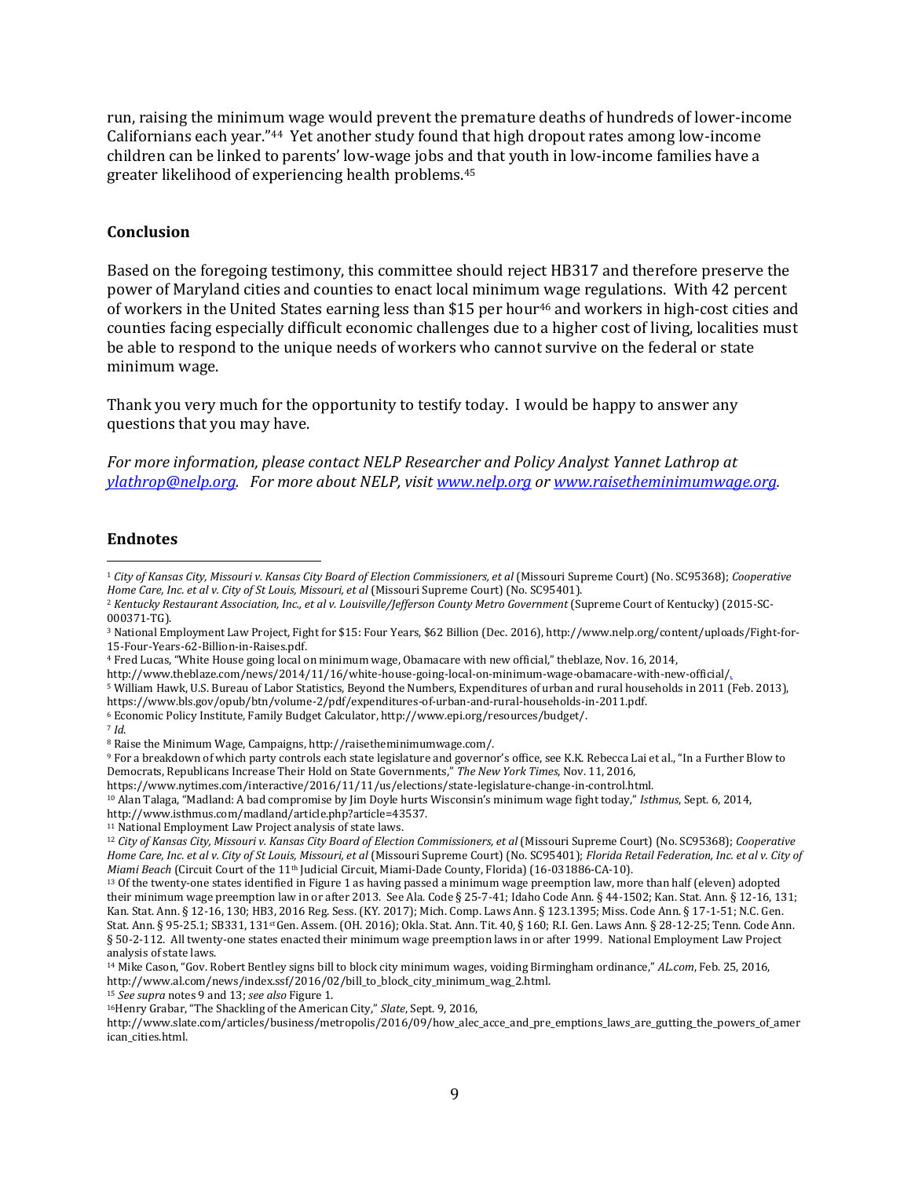run, raising the minimum wage would prevent the premature deaths of hundreds of lower-income Californians each year."[44] Yet another study found that high dropout rates among low-income children can be linked to parents' low-wage jobs and that youth in low-income families have a greater likelihood of experiencing health problems.[45]

## Conclusion

Based on the foregoing testimony, this committee should reject HB317 and therefore preserve the power of Maryland cities and counties to enact local minimum wage regulations. With 42 percent of workers in the United States earning less than $15 per hour[46] and workers in high-cost cities and counties facing especially difficult economic challenges due to a higher cost of living, localities must be able to respond to the unique needs of workers who cannot survive on the federal or state minimum wage.

Thank you very much for the opportunity to testify today. I would be happy to answer any questions that you may have.

*For more information, please contact NELP Researcher and Policy Analyst Yannet Lathrop at [ylathrop@nelp.org](mailto:ylathrop@nelp.org). For more about NELP, visit [www.nelp.org](http://www.nelp.org) or [www.raisetheminimumwage.org](http://www.raisetheminimumwage.org).*

## Endnotes

[1] *City of Kansas City, Missouri v. Kansas City Board of Election Commissioners, et al* (Missouri Supreme Court) (No. SC95368); *Cooperative Home Care, Inc. et al v. City of St Louis, Missouri, et al* (Missouri Supreme Court) (No. SC95401).

[2] *Kentucky Restaurant Association, Inc., et al v. Louisville/Jefferson County Metro Government* (Supreme Court of Kentucky) (2015-SC-000371-TG).

[3] National Employment Law Project, Fight for $15: Four Years, $62 Billion (Dec. 2016), http://www.nelp.org/content/uploads/Fight-for-15-Four-Years-62-Billion-in-Raises.pdf.

[4] Fred Lucas, "White House going local on minimum wage, Obamacare with new official," theblaze, Nov. 16, 2014, http://www.theblaze.com/news/2014/11/16/white-house-going-local-on-minimum-wage-obamacare-with-new-official/.

[5] William Hawk, U.S. Bureau of Labor Statistics, Beyond the Numbers, Expenditures of urban and rural households in 2011 (Feb. 2013), https://www.bls.gov/opub/btn/volume-2/pdf/expenditures-of-urban-and-rural-households-in-2011.pdf.

[6] Economic Policy Institute, Family Budget Calculator, http://www.epi.org/resources/budget/.

[7] *Id*.

[8] Raise the Minimum Wage, Campaigns, http://raisetheminimumwage.com/.

[9] For a breakdown of which party controls each state legislature and governor's office, see K.K. Rebecca Lai et al., "In a Further Blow to Democrats, Republicans Increase Their Hold on State Governments," *The New York Times*, Nov. 11, 2016, https://www.nytimes.com/interactive/2016/11/11/us/elections/state-legislature-change-in-control.html.

[10] Alan Talaga, "Madland: A bad compromise by Jim Doyle hurts Wisconsin's minimum wage fight today," *Isthmus*, Sept. 6, 2014, http://www.isthmus.com/madland/article.php?article=43537.

[11] National Employment Law Project analysis of state laws.

[12] *City of Kansas City, Missouri v. Kansas City Board of Election Commissioners, et al* (Missouri Supreme Court) (No. SC95368); *Cooperative Home Care, Inc. et al v. City of St Louis, Missouri, et al* (Missouri Supreme Court) (No. SC95401); *Florida Retail Federation, Inc. et al v. City of Miami Beach* (Circuit Court of the 11th Judicial Circuit, Miami-Dade County, Florida) (16-031886-CA-10).

[13] Of the twenty-one states identified in Figure 1 as having passed a minimum wage preemption law, more than half (eleven) adopted their minimum wage preemption law in or after 2013. See Ala. Code § 25-7-41; Idaho Code Ann. § 44-1502; Kan. Stat. Ann. § 12-16, 131; Kan. Stat. Ann. § 12-16, 130; HB3, 2016 Reg. Sess. (KY. 2017); Mich. Comp. Laws Ann. § 123.1395; Miss. Code Ann. § 17-1-51; N.C. Gen. Stat. Ann. § 95-25.1; SB331, 131st Gen. Assem. (OH. 2016); Okla. Stat. Ann. Tit. 40, § 160; R.I. Gen. Laws Ann. § 28-12-25; Tenn. Code Ann. § 50-2-112. All twenty-one states enacted their minimum wage preemption laws in or after 1999. National Employment Law Project analysis of state laws.

[14] Mike Cason, "Gov. Robert Bentley signs bill to block city minimum wages, voiding Birmingham ordinance," *AL.com*, Feb. 25, 2016, http://www.al.com/news/index.ssf/2016/02/bill_to_block_city_minimum_wag_2.html.

[15] *See supra* notes 9 and 13; *see also* Figure 1.

[16] Henry Grabar, "The Shackling of the American City," *Slate*, Sept. 9, 2016, http://www.slate.com/articles/business/metropolis/2016/09/how_alec_acce_and_pre_emptions_laws_are_gutting_the_powers_of_american_cities.html.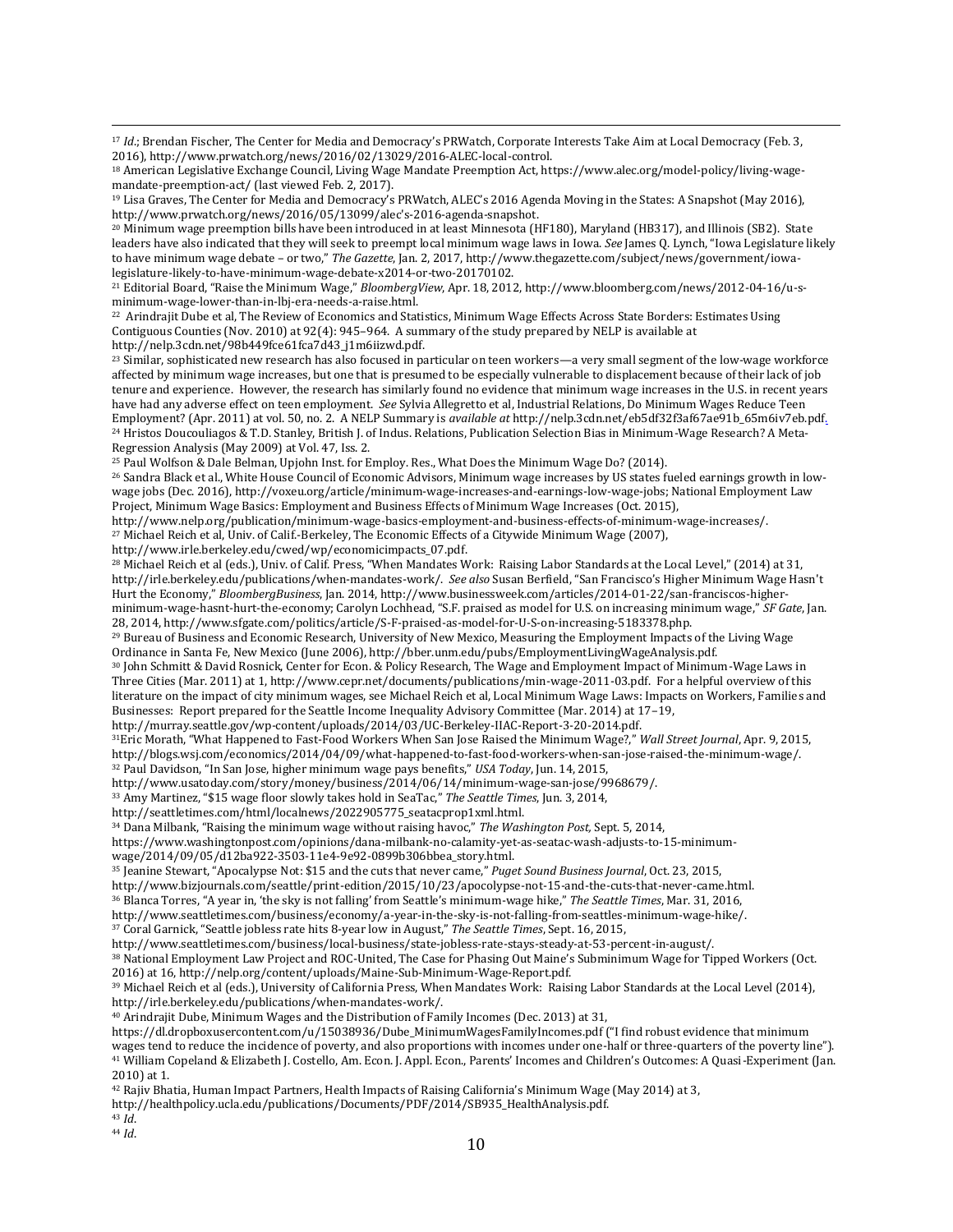[17] *Id.*; Brendan Fischer, The Center for Media and Democracy's PRWatch, Corporate Interests Take Aim at Local Democracy (Feb. 3, 2016), http://www.prwatch.org/news/2016/02/13029/2016-ALEC-local-control.

[18] American Legislative Exchange Council, Living Wage Mandate Preemption Act, https://www.alec.org/model-policy/living-wage-mandate-preemption-act/ (last viewed Feb. 2, 2017).

[19] Lisa Graves, The Center for Media and Democracy's PRWatch, ALEC's 2016 Agenda Moving in the States: A Snapshot (May 2016), http://www.prwatch.org/news/2016/05/13099/alec's-2016-agenda-snapshot.

[20] Minimum wage preemption bills have been introduced in at least Minnesota (HF180), Maryland (HB317), and Illinois (SB2). State leaders have also indicated that they will seek to preempt local minimum wage laws in Iowa. *See* James Q. Lynch, "Iowa Legislature likely to have minimum wage debate – or two," *The Gazette*, Jan. 2, 2017, http://www.thegazette.com/subject/news/government/iowa-legislature-likely-to-have-minimum-wage-debate-x2014-or-two-20170102.

[21] Editorial Board, "Raise the Minimum Wage," *BloombergView*, Apr. 18, 2012, http://www.bloomberg.com/news/2012-04-16/u-s-minimum-wage-lower-than-in-lbj-era-needs-a-raise.html.

[22] Arindrajit Dube et al, The Review of Economics and Statistics, Minimum Wage Effects Across State Borders: Estimates Using Contiguous Counties (Nov. 2010) at 92(4): 945–964. A summary of the study prepared by NELP is available at http://nelp.3cdn.net/98b449fce61fca7d43_j1m6iizwd.pdf.

[23] Similar, sophisticated new research has also focused in particular on teen workers—a very small segment of the low-wage workforce affected by minimum wage increases, but one that is presumed to be especially vulnerable to displacement because of their lack of job tenure and experience. However, the research has similarly found no evidence that minimum wage increases in the U.S. in recent years have had any adverse effect on teen employment. *See* Sylvia Allegretto et al, Industrial Relations, Do Minimum Wages Reduce Teen Employment? (Apr. 2011) at vol. 50, no. 2. A NELP Summary is *available at* http://nelp.3cdn.net/eb5df32f3af67ae91b_65m6iv7eb.pdf.

[24] Hristos Doucouliagos & T.D. Stanley, British J. of Indus. Relations, Publication Selection Bias in Minimum-Wage Research? A Meta-Regression Analysis (May 2009) at Vol. 47, Iss. 2.

[25] Paul Wolfson & Dale Belman, Upjohn Inst. for Employ. Res., What Does the Minimum Wage Do? (2014).

[26] Sandra Black et al., White House Council of Economic Advisors, Minimum wage increases by US states fueled earnings growth in low-wage jobs (Dec. 2016), http://voxeu.org/article/minimum-wage-increases-and-earnings-low-wage-jobs; National Employment Law Project, Minimum Wage Basics: Employment and Business Effects of Minimum Wage Increases (Oct. 2015), http://www.nelp.org/publication/minimum-wage-basics-employment-and-business-effects-of-minimum-wage-increases/.

[27] Michael Reich et al, Univ. of Calif.-Berkeley, The Economic Effects of a Citywide Minimum Wage (2007), http://www.irle.berkeley.edu/cwed/wp/economicimpacts_07.pdf.

[28] Michael Reich et al (eds.), Univ. of Calif. Press, "When Mandates Work: Raising Labor Standards at the Local Level," (2014) at 31, http://irle.berkeley.edu/publications/when-mandates-work/. *See also* Susan Berfield, "San Francisco's Higher Minimum Wage Hasn't Hurt the Economy," *BloombergBusiness*, Jan. 2014, http://www.businessweek.com/articles/2014-01-22/san-franciscos-higher-minimum-wage-hasnt-hurt-the-economy; Carolyn Lochhead, "S.F. praised as model for U.S. on increasing minimum wage," *SF Gate*, Jan. 28, 2014, http://www.sfgate.com/politics/article/S-F-praised-as-model-for-U-S-on-increasing-5183378.php.

[29] Bureau of Business and Economic Research, University of New Mexico, Measuring the Employment Impacts of the Living Wage Ordinance in Santa Fe, New Mexico (June 2006), http://bber.unm.edu/pubs/EmploymentLivingWageAnalysis.pdf.

[30] John Schmitt & David Rosnick, Center for Econ. & Policy Research, The Wage and Employment Impact of Minimum-Wage Laws in Three Cities (Mar. 2011) at 1, http://www.cepr.net/documents/publications/min-wage-2011-03.pdf. For a helpful overview of this literature on the impact of city minimum wages, see Michael Reich et al, Local Minimum Wage Laws: Impacts on Workers, Families and Businesses: Report prepared for the Seattle Income Inequality Advisory Committee (Mar. 2014) at 17–19, http://murray.seattle.gov/wp-content/uploads/2014/03/UC-Berkeley-IIAC-Report-3-20-2014.pdf.

[31] Eric Morath, "What Happened to Fast-Food Workers When San Jose Raised the Minimum Wage?," *Wall Street Journal*, Apr. 9, 2015, http://blogs.wsj.com/economics/2014/04/09/what-happened-to-fast-food-workers-when-san-jose-raised-the-minimum-wage/.

[32] Paul Davidson, "In San Jose, higher minimum wage pays benefits," *USA Today*, Jun. 14, 2015, http://www.usatoday.com/story/money/business/2014/06/14/minimum-wage-san-jose/9968679/.

[33] Amy Martinez, "$15 wage floor slowly takes hold in SeaTac," *The Seattle Times*, Jun. 3, 2014, http://seattletimes.com/html/localnews/2022905775_seatacprop1xml.html.

[34] Dana Milbank, "Raising the minimum wage without raising havoc," *The Washington Post*, Sept. 5, 2014, https://www.washingtonpost.com/opinions/dana-milbank-no-calamity-yet-as-seatac-wash-adjusts-to-15-minimum-wage/2014/09/05/d12ba922-3503-11e4-9e92-0899b306bbea_story.html.

[35] Jeanine Stewart, "Apocalypse Not: $15 and the cuts that never came," *Puget Sound Business Journal*, Oct. 23, 2015, http://www.bizjournals.com/seattle/print-edition/2015/10/23/apocolypse-not-15-and-the-cuts-that-never-came.html.

[36] Blanca Torres, "A year in, 'the sky is not falling' from Seattle's minimum-wage hike," *The Seattle Times*, Mar. 31, 2016, http://www.seattletimes.com/business/economy/a-year-in-the-sky-is-not-falling-from-seattles-minimum-wage-hike/.

[37] Coral Garnick, "Seattle jobless rate hits 8-year low in August," *The Seattle Times*, Sept. 16, 2015, http://www.seattletimes.com/business/local-business/state-jobless-rate-stays-steady-at-53-percent-in-august/.

[38] National Employment Law Project and ROC-United, The Case for Phasing Out Maine's Subminimum Wage for Tipped Workers (Oct. 2016) at 16, http://nelp.org/content/uploads/Maine-Sub-Minimum-Wage-Report.pdf.

[39] Michael Reich et al (eds.), University of California Press, When Mandates Work: Raising Labor Standards at the Local Level (2014), http://irle.berkeley.edu/publications/when-mandates-work/.

[40] Arindrajit Dube, Minimum Wages and the Distribution of Family Incomes (Dec. 2013) at 31, https://dl.dropboxusercontent.com/u/15038936/Dube_MinimumWagesFamilyIncomes.pdf ("I find robust evidence that minimum wages tend to reduce the incidence of poverty, and also proportions with incomes under one-half or three-quarters of the poverty line").

[41] William Copeland & Elizabeth J. Costello, Am. Econ. J. Appl. Econ., Parents' Incomes and Children's Outcomes: A Quasi-Experiment (Jan. 2010) at 1.

[42] Rajiv Bhatia, Human Impact Partners, Health Impacts of Raising California's Minimum Wage (May 2014) at 3, http://healthpolicy.ucla.edu/publications/Documents/PDF/2014/SB935_HealthAnalysis.pdf.

[43] *Id.*

[44] *Id.*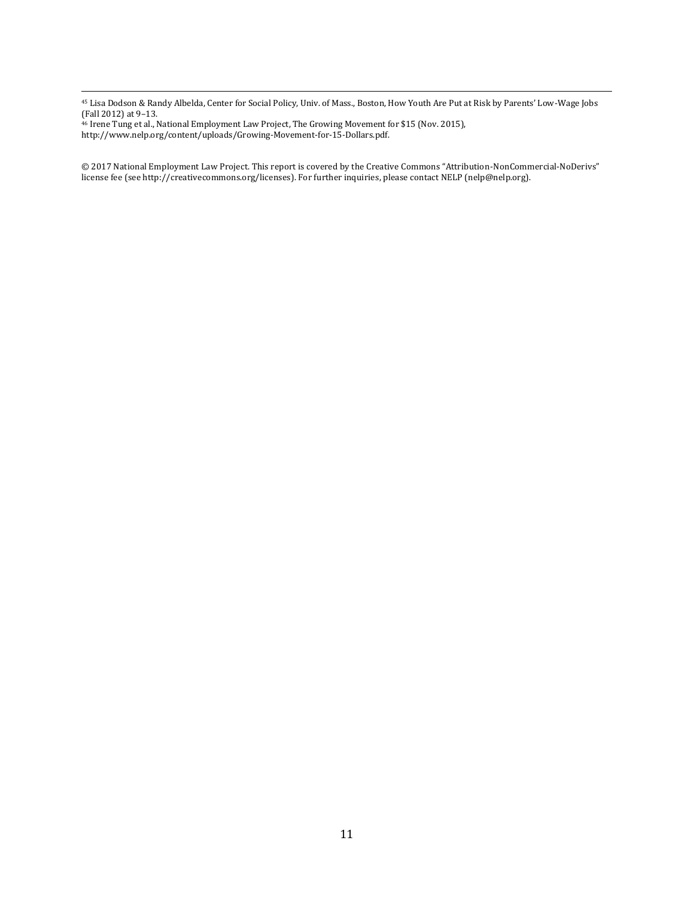[45] Lisa Dodson & Randy Albelda, Center for Social Policy, Univ. of Mass., Boston, How Youth Are Put at Risk by Parents' Low-Wage Jobs (Fall 2012) at 9–13.

[46] Irene Tung et al., National Employment Law Project, The Growing Movement for $15 (Nov. 2015), http://www.nelp.org/content/uploads/Growing-Movement-for-15-Dollars.pdf.

© 2017 National Employment Law Project. This report is covered by the Creative Commons "Attribution-NonCommercial-NoDerivs" license fee (see http://creativecommons.org/licenses). For further inquiries, please contact NELP (nelp@nelp.org).